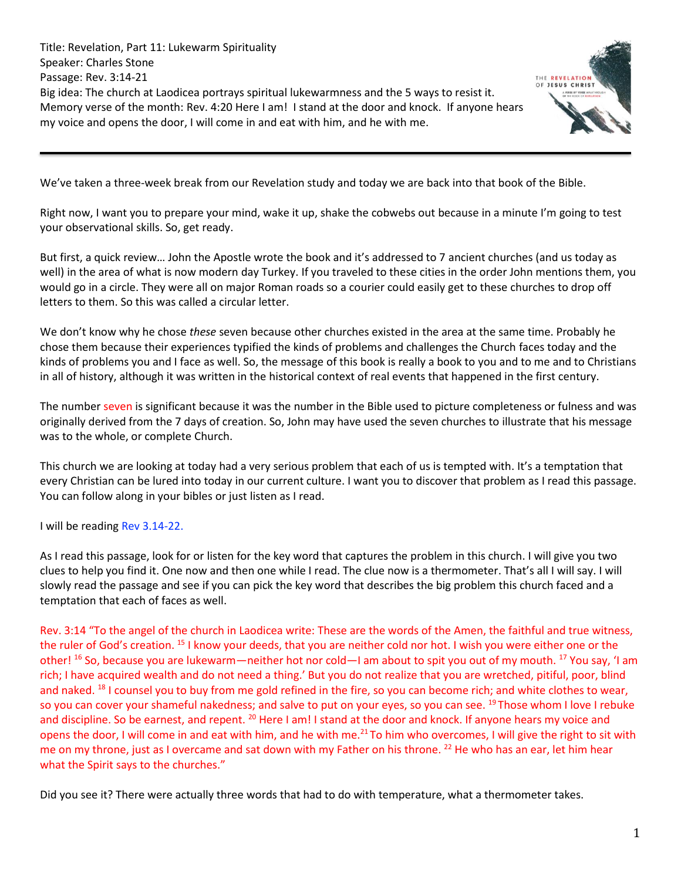Title: Revelation, Part 11: Lukewarm Spirituality
Speaker: Charles Stone
Passage: Rev. 3:14-21
Big idea: The church at Laodicea portrays spiritual lukewarmness and the 5 ways to resist it.
Memory verse of the month: Rev. 4:20 Here I am! I stand at the door and knock. If anyone hears my voice and opens the door, I will come in and eat with him, and he with me.

---

We've taken a three-week break from our Revelation study and today we are back into that book of the Bible.

Right now, I want you to prepare your mind, wake it up, shake the cobwebs out because in a minute I'm going to test your observational skills. So, get ready.

But first, a quick review… John the Apostle wrote the book and it's addressed to 7 ancient churches (and us today as well) in the area of what is now modern day Turkey. If you traveled to these cities in the order John mentions them, you would go in a circle. They were all on major Roman roads so a courier could easily get to these churches to drop off letters to them. So this was called a circular letter.

We don't know why he chose *these* seven because other churches existed in the area at the same time. Probably he chose them because their experiences typified the kinds of problems and challenges the Church faces today and the kinds of problems you and I face as well. So, the message of this book is really a book to you and to me and to Christians in all of history, although it was written in the historical context of real events that happened in the first century.

The number seven is significant because it was the number in the Bible used to picture completeness or fulness and was originally derived from the 7 days of creation. So, John may have used the seven churches to illustrate that his message was to the whole, or complete Church.

This church we are looking at today had a very serious problem that each of us is tempted with. It's a temptation that every Christian can be lured into today in our current culture. I want you to discover that problem as I read this passage. You can follow along in your bibles or just listen as I read.

I will be reading Rev 3.14-22.

As I read this passage, look for or listen for the key word that captures the problem in this church. I will give you two clues to help you find it. One now and then one while I read. The clue now is a thermometer. That's all I will say. I will slowly read the passage and see if you can pick the key word that describes the big problem this church faced and a temptation that each of faces as well.

Rev. 3:14 "To the angel of the church in Laodicea write: These are the words of the Amen, the faithful and true witness, the ruler of God's creation. [15] I know your deeds, that you are neither cold nor hot. I wish you were either one or the other! [16] So, because you are lukewarm—neither hot nor cold—I am about to spit you out of my mouth. [17] You say, 'I am rich; I have acquired wealth and do not need a thing.' But you do not realize that you are wretched, pitiful, poor, blind and naked. [18] I counsel you to buy from me gold refined in the fire, so you can become rich; and white clothes to wear, so you can cover your shameful nakedness; and salve to put on your eyes, so you can see. [19] Those whom I love I rebuke and discipline. So be earnest, and repent. [20] Here I am! I stand at the door and knock. If anyone hears my voice and opens the door, I will come in and eat with him, and he with me. [21] To him who overcomes, I will give the right to sit with me on my throne, just as I overcame and sat down with my Father on his throne. [22] He who has an ear, let him hear what the Spirit says to the churches."

Did you see it? There were actually three words that had to do with temperature, what a thermometer takes.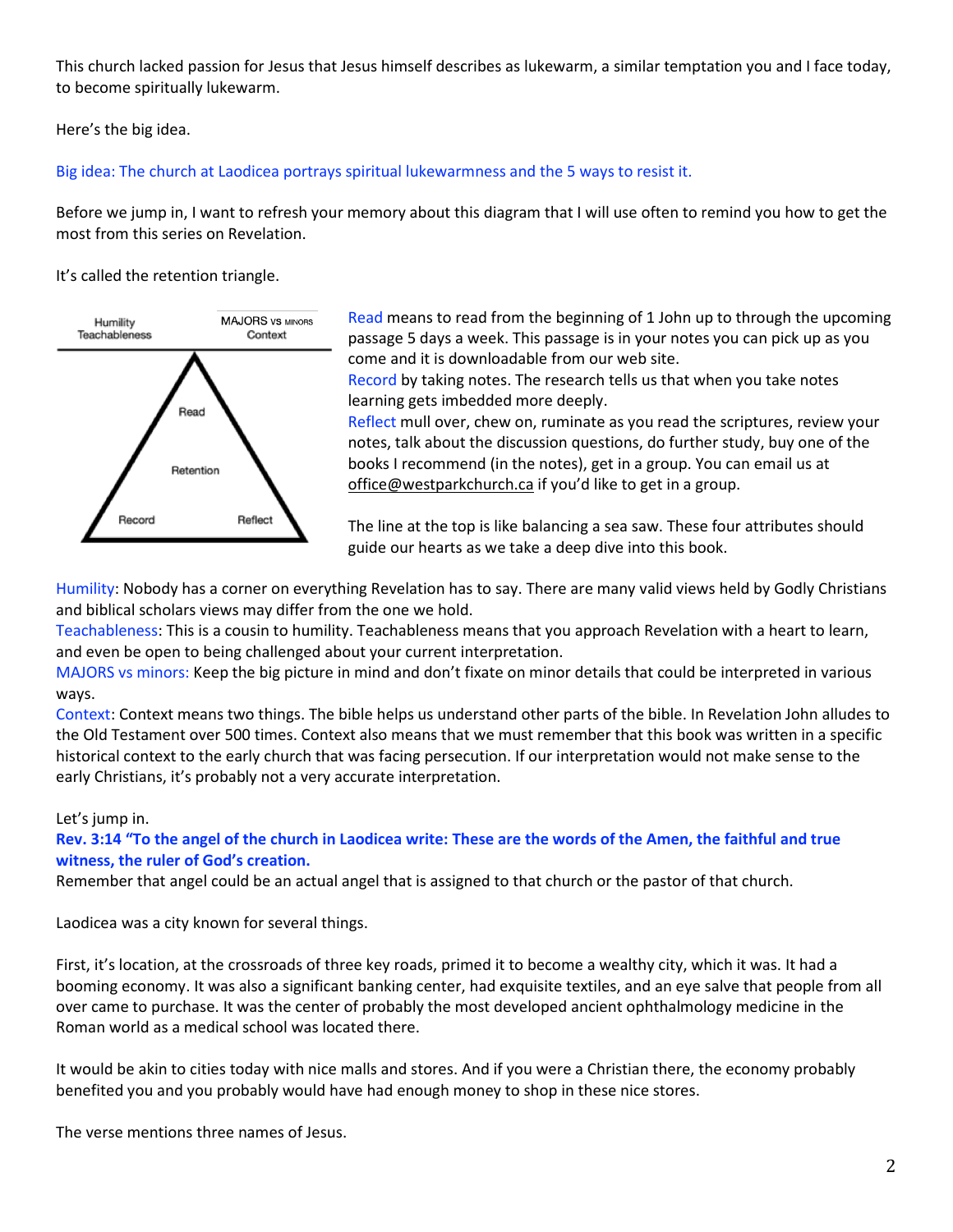This church lacked passion for Jesus that Jesus himself describes as lukewarm, a similar temptation you and I face today, to become spiritually lukewarm.

Here's the big idea.

Big idea: The church at Laodicea portrays spiritual lukewarmness and the 5 ways to resist it.

Before we jump in, I want to refresh your memory about this diagram that I will use often to remind you how to get the most from this series on Revelation.

It's called the retention triangle.

Humility
Teachableness

MAJORS vs MINORS
Context

Read

Retention

Record

Reflect

Read means to read from the beginning of 1 John up to through the upcoming passage 5 days a week. This passage is in your notes you can pick up as you come and it is downloadable from our web site.
Record by taking notes. The research tells us that when you take notes learning gets imbedded more deeply.
Reflect mull over, chew on, ruminate as you read the scriptures, review your notes, talk about the discussion questions, do further study, buy one of the books I recommend (in the notes), get in a group. You can email us at office@westparkchurch.ca if you'd like to get in a group.

The line at the top is like balancing a sea saw. These four attributes should guide our hearts as we take a deep dive into this book.

Humility: Nobody has a corner on everything Revelation has to say. There are many valid views held by Godly Christians and biblical scholars views may differ from the one we hold.
Teachableness: This is a cousin to humility. Teachableness means that you approach Revelation with a heart to learn, and even be open to being challenged about your current interpretation.
MAJORS vs minors: Keep the big picture in mind and don't fixate on minor details that could be interpreted in various ways.
Context: Context means two things. The bible helps us understand other parts of the bible. In Revelation John alludes to the Old Testament over 500 times. Context also means that we must remember that this book was written in a specific historical context to the early church that was facing persecution. If our interpretation would not make sense to the early Christians, it's probably not a very accurate interpretation.

Let's jump in.
**Rev. 3:14 "To the angel of the church in Laodicea write: These are the words of the Amen, the faithful and true witness, the ruler of God's creation.**
Remember that angel could be an actual angel that is assigned to that church or the pastor of that church.

Laodicea was a city known for several things.

First, it's location, at the crossroads of three key roads, primed it to become a wealthy city, which it was. It had a booming economy. It was also a significant banking center, had exquisite textiles, and an eye salve that people from all over came to purchase. It was the center of probably the most developed ancient ophthalmology medicine in the Roman world as a medical school was located there.

It would be akin to cities today with nice malls and stores. And if you were a Christian there, the economy probably benefited you and you probably would have had enough money to shop in these nice stores.

The verse mentions three names of Jesus.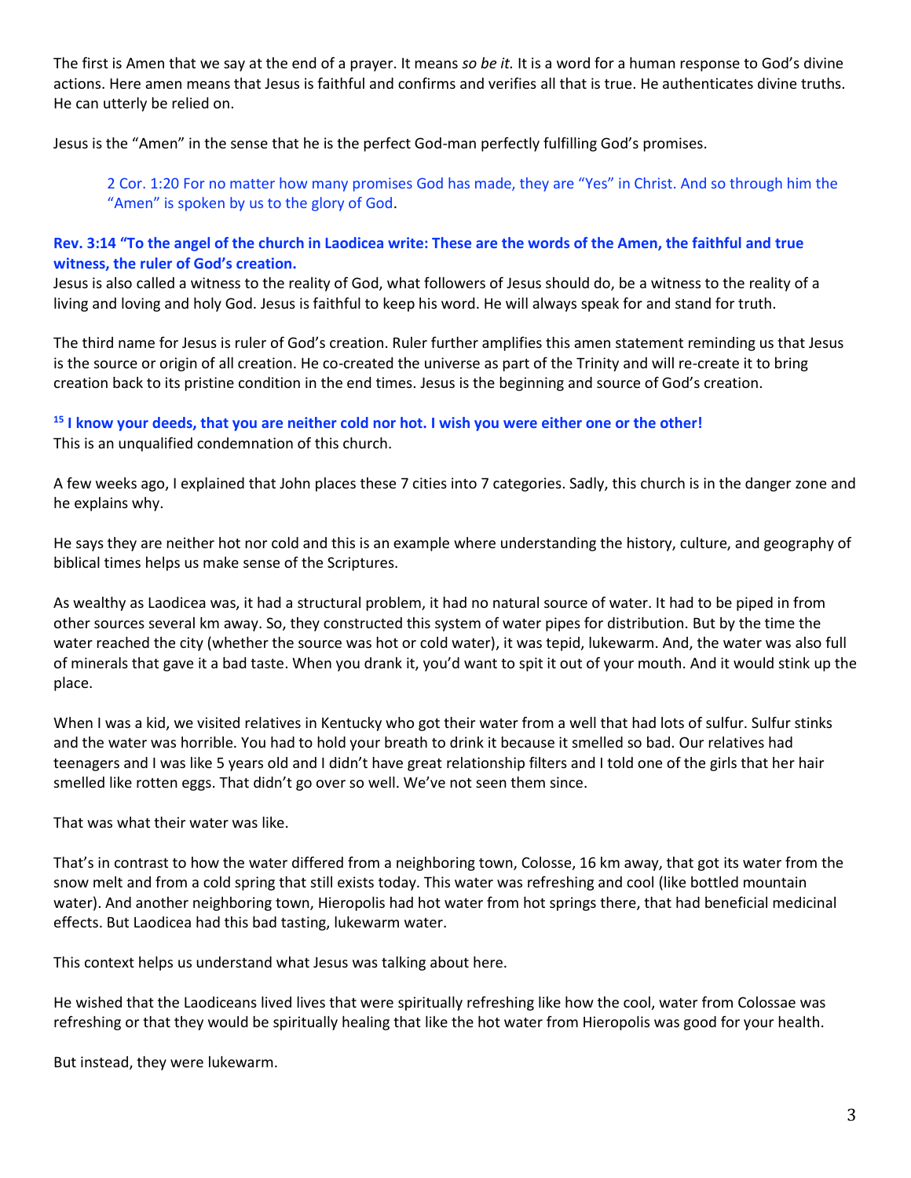The first is Amen that we say at the end of a prayer. It means *so be it.* It is a word for a human response to God's divine actions. Here amen means that Jesus is faithful and confirms and verifies all that is true. He authenticates divine truths. He can utterly be relied on.

Jesus is the "Amen" in the sense that he is the perfect God-man perfectly fulfilling God's promises.

> 2 Cor. 1:20 For no matter how many promises God has made, they are "Yes" in Christ. And so through him the "Amen" is spoken by us to the glory of God.

**Rev. 3:14 "To the angel of the church in Laodicea write: These are the words of the Amen, the faithful and true witness, the ruler of God's creation.**

Jesus is also called a witness to the reality of God, what followers of Jesus should do, be a witness to the reality of a living and loving and holy God. Jesus is faithful to keep his word. He will always speak for and stand for truth.

The third name for Jesus is ruler of God's creation. Ruler further amplifies this amen statement reminding us that Jesus is the source or origin of all creation. He co-created the universe as part of the Trinity and will re-create it to bring creation back to its pristine condition in the end times. Jesus is the beginning and source of God's creation.

**15 I know your deeds, that you are neither cold nor hot. I wish you were either one or the other!**

This is an unqualified condemnation of this church.

A few weeks ago, I explained that John places these 7 cities into 7 categories. Sadly, this church is in the danger zone and he explains why.

He says they are neither hot nor cold and this is an example where understanding the history, culture, and geography of biblical times helps us make sense of the Scriptures.

As wealthy as Laodicea was, it had a structural problem, it had no natural source of water. It had to be piped in from other sources several km away. So, they constructed this system of water pipes for distribution. But by the time the water reached the city (whether the source was hot or cold water), it was tepid, lukewarm. And, the water was also full of minerals that gave it a bad taste. When you drank it, you'd want to spit it out of your mouth. And it would stink up the place.

When I was a kid, we visited relatives in Kentucky who got their water from a well that had lots of sulfur. Sulfur stinks and the water was horrible. You had to hold your breath to drink it because it smelled so bad. Our relatives had teenagers and I was like 5 years old and I didn't have great relationship filters and I told one of the girls that her hair smelled like rotten eggs. That didn't go over so well. We've not seen them since.

That was what their water was like.

That's in contrast to how the water differed from a neighboring town, Colosse, 16 km away, that got its water from the snow melt and from a cold spring that still exists today. This water was refreshing and cool (like bottled mountain water). And another neighboring town, Hieropolis had hot water from hot springs there, that had beneficial medicinal effects. But Laodicea had this bad tasting, lukewarm water.

This context helps us understand what Jesus was talking about here.

He wished that the Laodiceans lived lives that were spiritually refreshing like how the cool, water from Colossae was refreshing or that they would be spiritually healing that like the hot water from Hieropolis was good for your health.

But instead, they were lukewarm.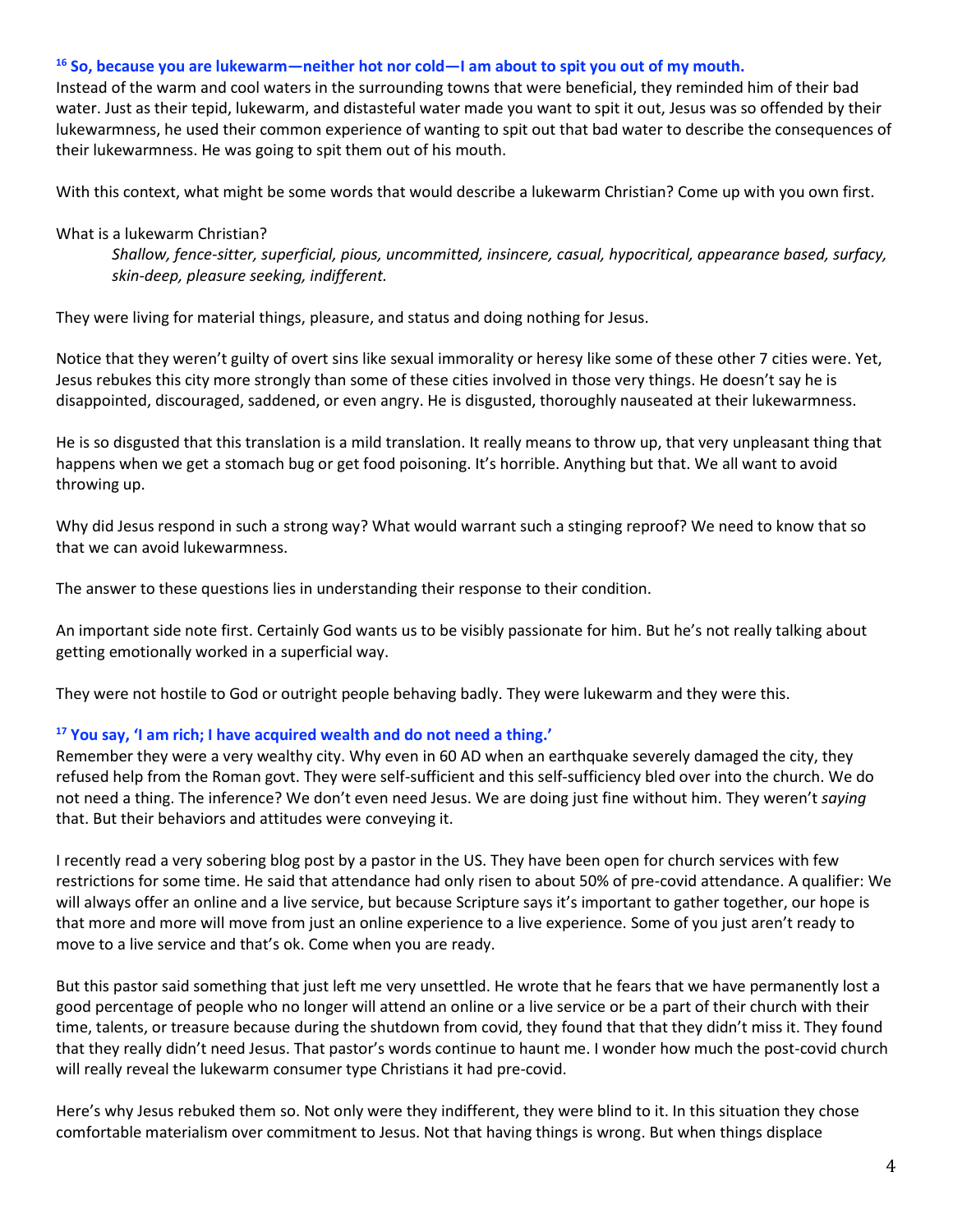**[16] So, because you are lukewarm—neither hot nor cold—I am about to spit you out of my mouth.**

Instead of the warm and cool waters in the surrounding towns that were beneficial, they reminded him of their bad water. Just as their tepid, lukewarm, and distasteful water made you want to spit it out, Jesus was so offended by their lukewarmness, he used their common experience of wanting to spit out that bad water to describe the consequences of their lukewarmness. He was going to spit them out of his mouth.

With this context, what might be some words that would describe a lukewarm Christian? Come up with you own first.

What is a lukewarm Christian?

> *Shallow, fence-sitter, superficial, pious, uncommitted, insincere, casual, hypocritical, appearance based, surfacy, skin-deep, pleasure seeking, indifferent.*

They were living for material things, pleasure, and status and doing nothing for Jesus.

Notice that they weren't guilty of overt sins like sexual immorality or heresy like some of these other 7 cities were. Yet, Jesus rebukes this city more strongly than some of these cities involved in those very things. He doesn't say he is disappointed, discouraged, saddened, or even angry. He is disgusted, thoroughly nauseated at their lukewarmness.

He is so disgusted that this translation is a mild translation. It really means to throw up, that very unpleasant thing that happens when we get a stomach bug or get food poisoning. It's horrible. Anything but that. We all want to avoid throwing up.

Why did Jesus respond in such a strong way? What would warrant such a stinging reproof? We need to know that so that we can avoid lukewarmness.

The answer to these questions lies in understanding their response to their condition.

An important side note first. Certainly God wants us to be visibly passionate for him. But he's not really talking about getting emotionally worked in a superficial way.

They were not hostile to God or outright people behaving badly. They were lukewarm and they were this.

**[17] You say, 'I am rich; I have acquired wealth and do not need a thing.'**

Remember they were a very wealthy city. Why even in 60 AD when an earthquake severely damaged the city, they refused help from the Roman govt. They were self-sufficient and this self-sufficiency bled over into the church. We do not need a thing. The inference? We don't even need Jesus. We are doing just fine without him. They weren't *saying* that. But their behaviors and attitudes were conveying it.

I recently read a very sobering blog post by a pastor in the US. They have been open for church services with few restrictions for some time. He said that attendance had only risen to about 50% of pre-covid attendance. A qualifier: We will always offer an online and a live service, but because Scripture says it's important to gather together, our hope is that more and more will move from just an online experience to a live experience. Some of you just aren't ready to move to a live service and that's ok. Come when you are ready.

But this pastor said something that just left me very unsettled. He wrote that he fears that we have permanently lost a good percentage of people who no longer will attend an online or a live service or be a part of their church with their time, talents, or treasure because during the shutdown from covid, they found that that they didn't miss it. They found that they really didn't need Jesus. That pastor's words continue to haunt me. I wonder how much the post-covid church will really reveal the lukewarm consumer type Christians it had pre-covid.

Here's why Jesus rebuked them so. Not only were they indifferent, they were blind to it. In this situation they chose comfortable materialism over commitment to Jesus. Not that having things is wrong. But when things displace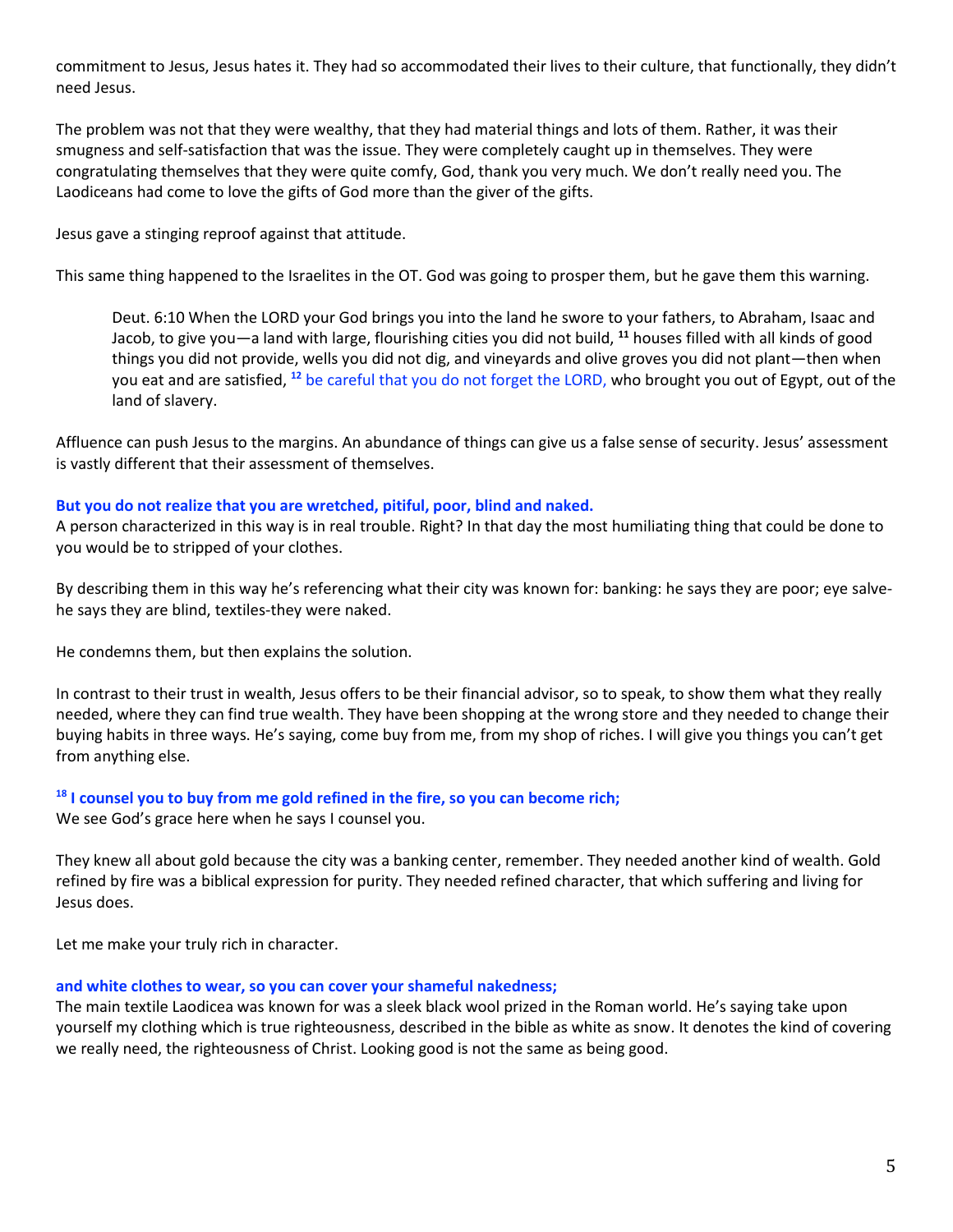commitment to Jesus, Jesus hates it. They had so accommodated their lives to their culture, that functionally, they didn't need Jesus.

The problem was not that they were wealthy, that they had material things and lots of them. Rather, it was their smugness and self-satisfaction that was the issue. They were completely caught up in themselves. They were congratulating themselves that they were quite comfy, God, thank you very much. We don't really need you. The Laodiceans had come to love the gifts of God more than the giver of the gifts.

Jesus gave a stinging reproof against that attitude.

This same thing happened to the Israelites in the OT. God was going to prosper them, but he gave them this warning.

> Deut. 6:10 When the LORD your God brings you into the land he swore to your fathers, to Abraham, Isaac and Jacob, to give you—a land with large, flourishing cities you did not build, [11] houses filled with all kinds of good things you did not provide, wells you did not dig, and vineyards and olive groves you did not plant—then when you eat and are satisfied, [12] be careful that you do not forget the LORD, who brought you out of Egypt, out of the land of slavery.

Affluence can push Jesus to the margins. An abundance of things can give us a false sense of security. Jesus' assessment is vastly different that their assessment of themselves.

**But you do not realize that you are wretched, pitiful, poor, blind and naked.**
A person characterized in this way is in real trouble. Right? In that day the most humiliating thing that could be done to you would be to stripped of your clothes.

By describing them in this way he's referencing what their city was known for: banking: he says they are poor; eye salve-he says they are blind, textiles-they were naked.

He condemns them, but then explains the solution.

In contrast to their trust in wealth, Jesus offers to be their financial advisor, so to speak, to show them what they really needed, where they can find true wealth. They have been shopping at the wrong store and they needed to change their buying habits in three ways. He's saying, come buy from me, from my shop of riches. I will give you things you can't get from anything else.

**[18] I counsel you to buy from me gold refined in the fire, so you can become rich;**
We see God's grace here when he says I counsel you.

They knew all about gold because the city was a banking center, remember. They needed another kind of wealth. Gold refined by fire was a biblical expression for purity. They needed refined character, that which suffering and living for Jesus does.

Let me make your truly rich in character.

**and white clothes to wear, so you can cover your shameful nakedness;**
The main textile Laodicea was known for was a sleek black wool prized in the Roman world. He's saying take upon yourself my clothing which is true righteousness, described in the bible as white as snow. It denotes the kind of covering we really need, the righteousness of Christ. Looking good is not the same as being good.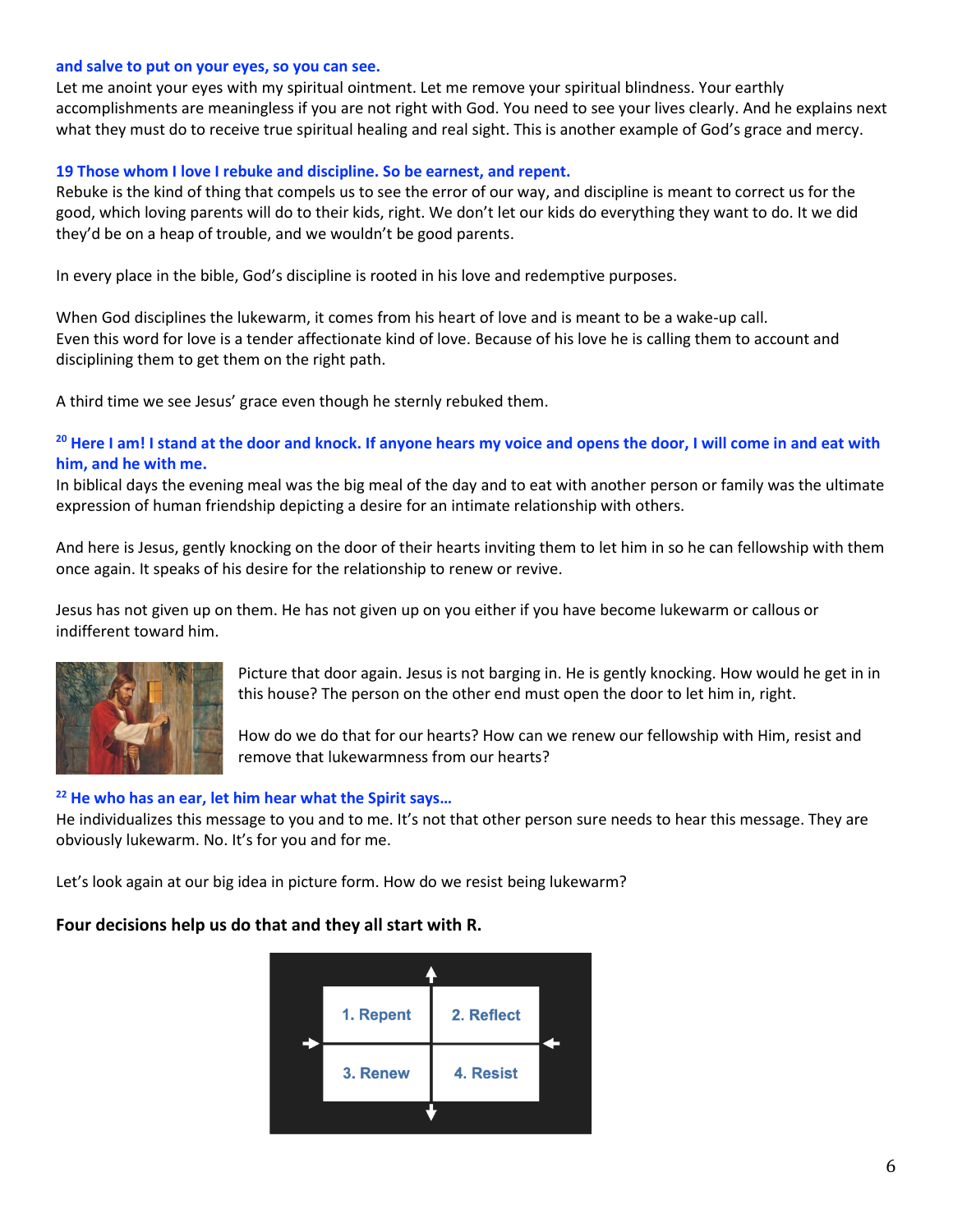**and salve to put on your eyes, so you can see.**

Let me anoint your eyes with my spiritual ointment. Let me remove your spiritual blindness. Your earthly accomplishments are meaningless if you are not right with God. You need to see your lives clearly. And he explains next what they must do to receive true spiritual healing and real sight. This is another example of God's grace and mercy.

**19 Those whom I love I rebuke and discipline. So be earnest, and repent.**

Rebuke is the kind of thing that compels us to see the error of our way, and discipline is meant to correct us for the good, which loving parents will do to their kids, right. We don't let our kids do everything they want to do. It we did they'd be on a heap of trouble, and we wouldn't be good parents.

In every place in the bible, God's discipline is rooted in his love and redemptive purposes.

When God disciplines the lukewarm, it comes from his heart of love and is meant to be a wake-up call. Even this word for love is a tender affectionate kind of love. Because of his love he is calling them to account and disciplining them to get them on the right path.

A third time we see Jesus' grace even though he sternly rebuked them.

**[20] Here I am! I stand at the door and knock. If anyone hears my voice and opens the door, I will come in and eat with him, and he with me.**

In biblical days the evening meal was the big meal of the day and to eat with another person or family was the ultimate expression of human friendship depicting a desire for an intimate relationship with others.

And here is Jesus, gently knocking on the door of their hearts inviting them to let him in so he can fellowship with them once again. It speaks of his desire for the relationship to renew or revive.

Jesus has not given up on them. He has not given up on you either if you have become lukewarm or callous or indifferent toward him.

Picture that door again. Jesus is not barging in. He is gently knocking. How would he get in in this house? The person on the other end must open the door to let him in, right.

How do we do that for our hearts? How can we renew our fellowship with Him, resist and remove that lukewarmness from our hearts?

**[22] He who has an ear, let him hear what the Spirit says…**

He individualizes this message to you and to me. It's not that other person sure needs to hear this message. They are obviously lukewarm. No. It's for you and for me.

Let's look again at our big idea in picture form. How do we resist being lukewarm?

**Four decisions help us do that and they all start with R.**

| | |
|---|---|
| 1. Repent | 2. Reflect |
| 3. Renew | 4. Resist |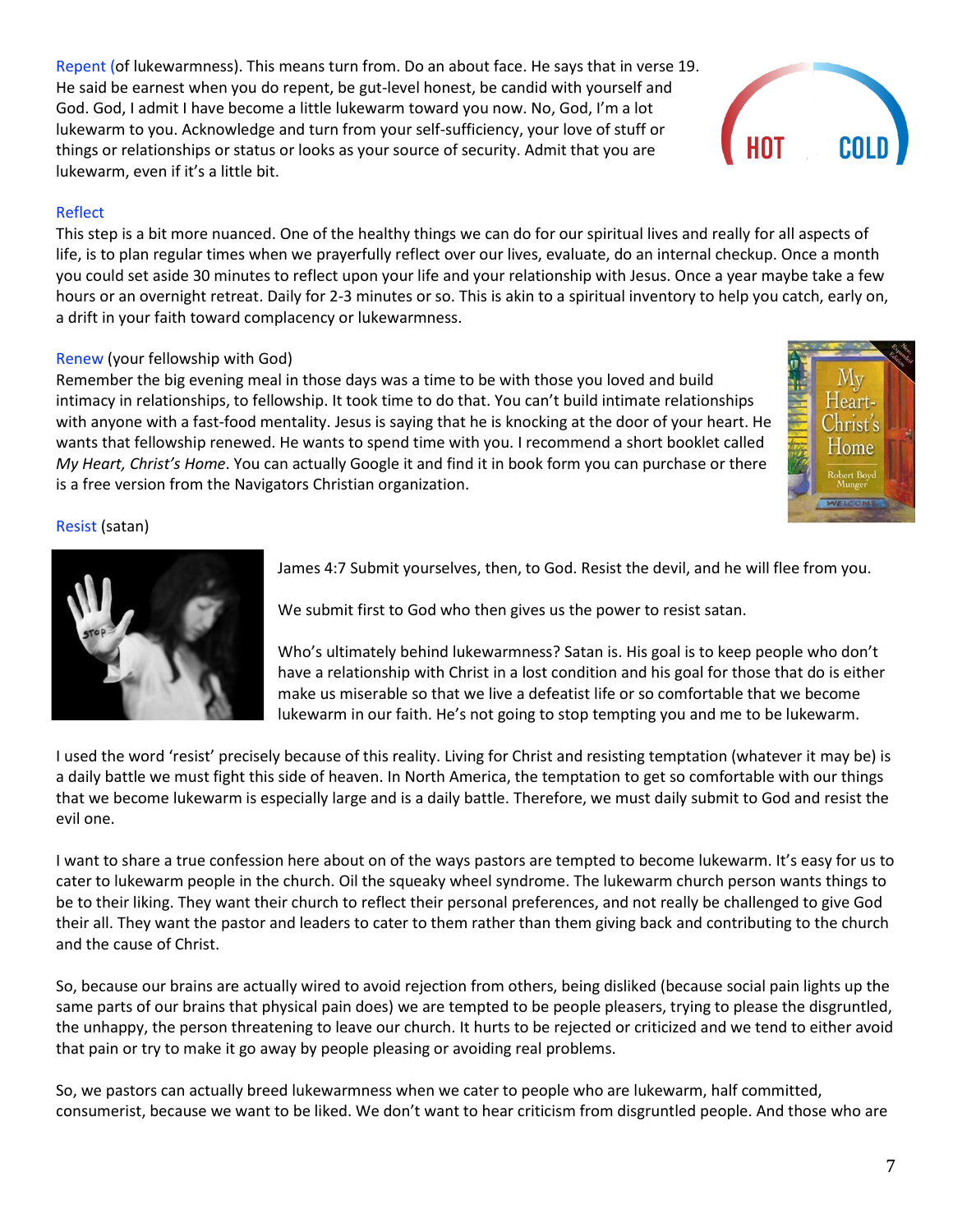Repent (of lukewarmness). This means turn from. Do an about face. He says that in verse 19. He said be earnest when you do repent, be gut-level honest, be candid with yourself and God. God, I admit I have become a little lukewarm toward you now. No, God, I'm a lot lukewarm to you. Acknowledge and turn from your self-sufficiency, your love of stuff or things or relationships or status or looks as your source of security. Admit that you are lukewarm, even if it's a little bit.

Reflect
This step is a bit more nuanced. One of the healthy things we can do for our spiritual lives and really for all aspects of life, is to plan regular times when we prayerfully reflect over our lives, evaluate, do an internal checkup. Once a month you could set aside 30 minutes to reflect upon your life and your relationship with Jesus. Once a year maybe take a few hours or an overnight retreat. Daily for 2-3 minutes or so. This is akin to a spiritual inventory to help you catch, early on, a drift in your faith toward complacency or lukewarmness.

Renew (your fellowship with God)
Remember the big evening meal in those days was a time to be with those you loved and build intimacy in relationships, to fellowship. It took time to do that. You can't build intimate relationships with anyone with a fast-food mentality. Jesus is saying that he is knocking at the door of your heart. He wants that fellowship renewed. He wants to spend time with you. I recommend a short booklet called *My Heart, Christ's Home*. You can actually Google it and find it in book form you can purchase or there is a free version from the Navigators Christian organization.

Resist (satan)

James 4:7 Submit yourselves, then, to God. Resist the devil, and he will flee from you.

We submit first to God who then gives us the power to resist satan.

Who's ultimately behind lukewarmness? Satan is. His goal is to keep people who don't have a relationship with Christ in a lost condition and his goal for those that do is either make us miserable so that we live a defeatist life or so comfortable that we become lukewarm in our faith. He's not going to stop tempting you and me to be lukewarm.

I used the word 'resist' precisely because of this reality. Living for Christ and resisting temptation (whatever it may be) is a daily battle we must fight this side of heaven. In North America, the temptation to get so comfortable with our things that we become lukewarm is especially large and is a daily battle. Therefore, we must daily submit to God and resist the evil one.

I want to share a true confession here about on of the ways pastors are tempted to become lukewarm. It's easy for us to cater to lukewarm people in the church. Oil the squeaky wheel syndrome. The lukewarm church person wants things to be to their liking. They want their church to reflect their personal preferences, and not really be challenged to give God their all. They want the pastor and leaders to cater to them rather than them giving back and contributing to the church and the cause of Christ.

So, because our brains are actually wired to avoid rejection from others, being disliked (because social pain lights up the same parts of our brains that physical pain does) we are tempted to be people pleasers, trying to please the disgruntled, the unhappy, the person threatening to leave our church. It hurts to be rejected or criticized and we tend to either avoid that pain or try to make it go away by people pleasing or avoiding real problems.

So, we pastors can actually breed lukewarmness when we cater to people who are lukewarm, half committed, consumerist, because we want to be liked. We don't want to hear criticism from disgruntled people. And those who are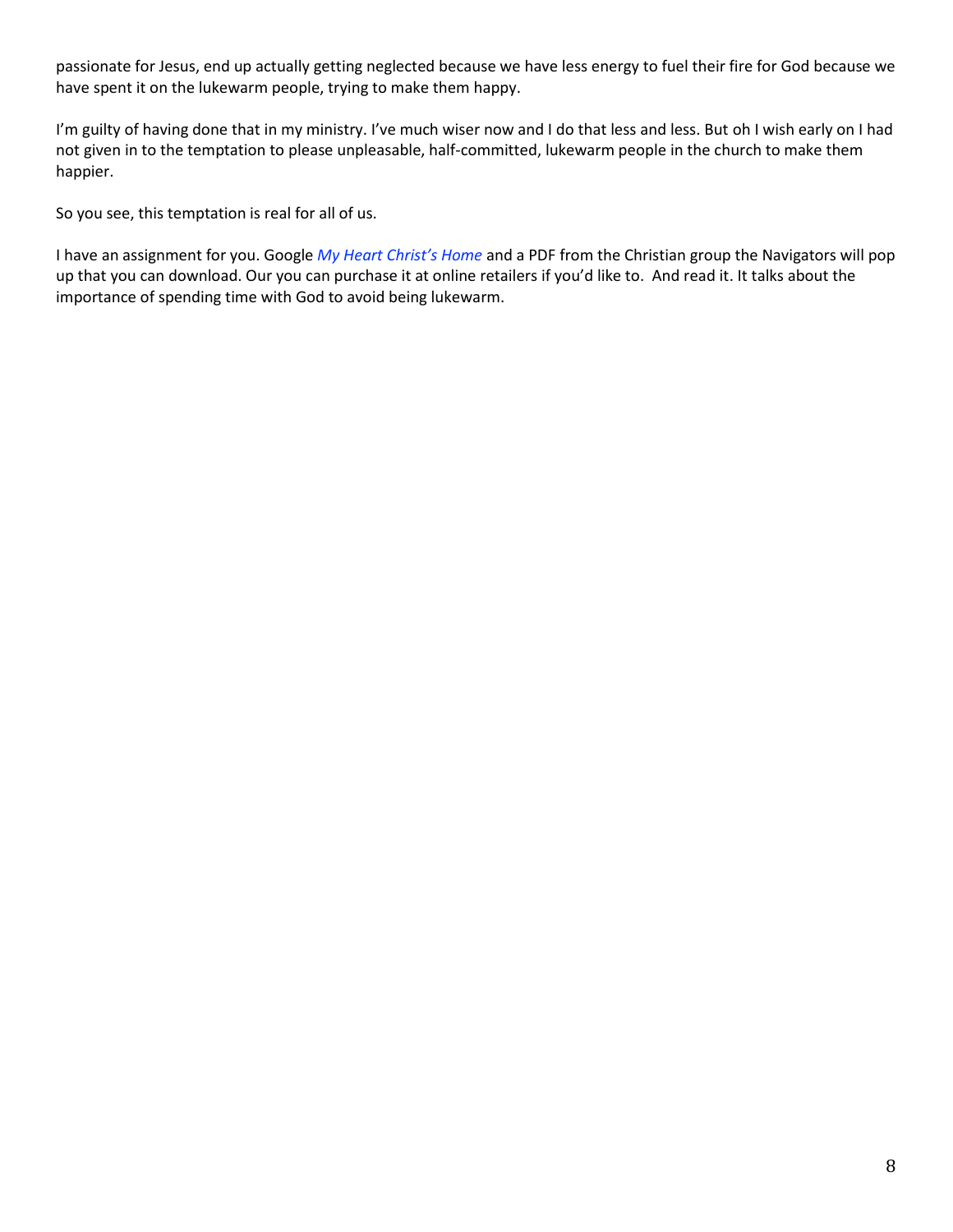passionate for Jesus, end up actually getting neglected because we have less energy to fuel their fire for God because we have spent it on the lukewarm people, trying to make them happy.

I'm guilty of having done that in my ministry. I've much wiser now and I do that less and less. But oh I wish early on I had not given in to the temptation to please unpleasable, half-committed, lukewarm people in the church to make them happier.

So you see, this temptation is real for all of us.

I have an assignment for you. Google *My Heart Christ's Home* and a PDF from the Christian group the Navigators will pop up that you can download. Our you can purchase it at online retailers if you'd like to. And read it. It talks about the importance of spending time with God to avoid being lukewarm.